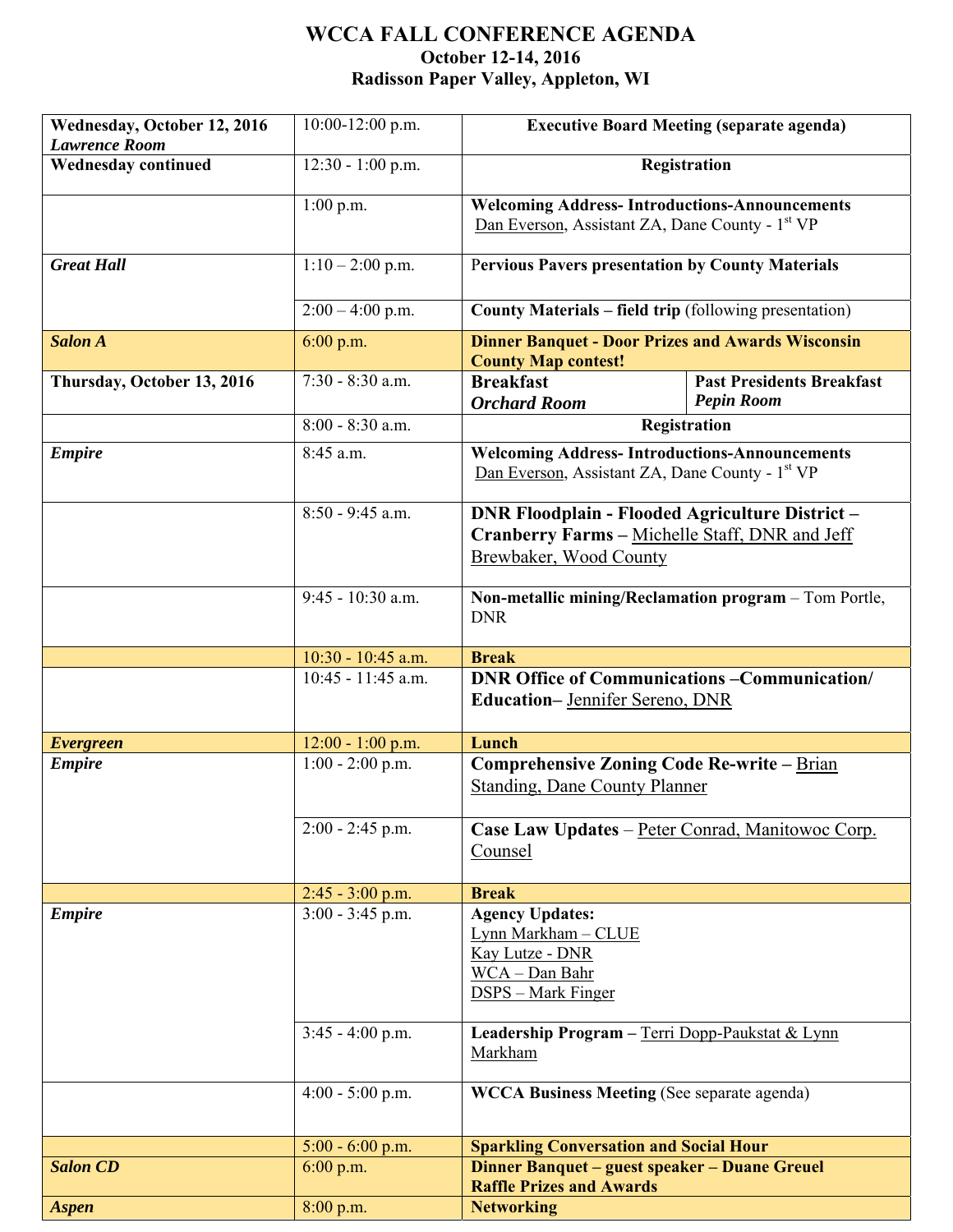# WCCA FALL CONFERENCE AGENDA

**October 12-14, 2016**

**Radisson Paper Valley, Appleton, WI**

| Day / Location | Time | Event | |
|---|---|---|---|
| **Wednesday, October 12, 2016** *Lawrence Room* | 10:00-12:00 p.m. | **Executive Board Meeting (separate agenda)** | |
| **Wednesday continued** | 12:30 - 1:00 p.m. | **Registration** | |
| | 1:00 p.m. | **Welcoming Address- Introductions-Announcements** Dan Everson, Assistant ZA, Dane County - 1st VP | |
| *Great Hall* | 1:10 – 2:00 p.m. | **Pervious Pavers presentation by County Materials** | |
| | 2:00 – 4:00 p.m. | **County Materials – field trip** (following presentation) | |
| *Salon A* | 6:00 p.m. | **Dinner Banquet - Door Prizes and Awards Wisconsin County Map contest!** | |
| **Thursday, October 13, 2016** | 7:30 - 8:30 a.m. | **Breakfast** *Orchard Room* | **Past Presidents Breakfast** *Pepin Room* |
| | 8:00 - 8:30 a.m. | **Registration** | |
| *Empire* | 8:45 a.m. | **Welcoming Address- Introductions-Announcements** Dan Everson, Assistant ZA, Dane County - 1st VP | |
| | 8:50 - 9:45 a.m. | **DNR Floodplain - Flooded Agriculture District – Cranberry Farms –** Michelle Staff, DNR and Jeff Brewbaker, Wood County | |
| | 9:45 - 10:30 a.m. | **Non-metallic mining/Reclamation program** – Tom Portle, DNR | |
| | 10:30 - 10:45 a.m. | **Break** | |
| | 10:45 - 11:45 a.m. | **DNR Office of Communications –Communication/ Education–** Jennifer Sereno, DNR | |
| *Evergreen* | 12:00 - 1:00 p.m. | **Lunch** | |
| *Empire* | 1:00 - 2:00 p.m. | **Comprehensive Zoning Code Re-write –** Brian Standing, Dane County Planner | |
| | 2:00 - 2:45 p.m. | **Case Law Updates** – Peter Conrad, Manitowoc Corp. Counsel | |
| | 2:45 - 3:00 p.m. | **Break** | |
| *Empire* | 3:00 - 3:45 p.m. | **Agency Updates:** Lynn Markham – CLUE; Kay Lutze - DNR; WCA – Dan Bahr; DSPS – Mark Finger | |
| | 3:45 - 4:00 p.m. | **Leadership Program –** Terri Dopp-Paukstat & Lynn Markham | |
| | 4:00 - 5:00 p.m. | **WCCA Business Meeting** (See separate agenda) | |
| | 5:00 - 6:00 p.m. | **Sparkling Conversation and Social Hour** | |
| *Salon CD* | 6:00 p.m. | **Dinner Banquet – guest speaker – Duane Greuel Raffle Prizes and Awards** | |
| *Aspen* | 8:00 p.m. | **Networking** | |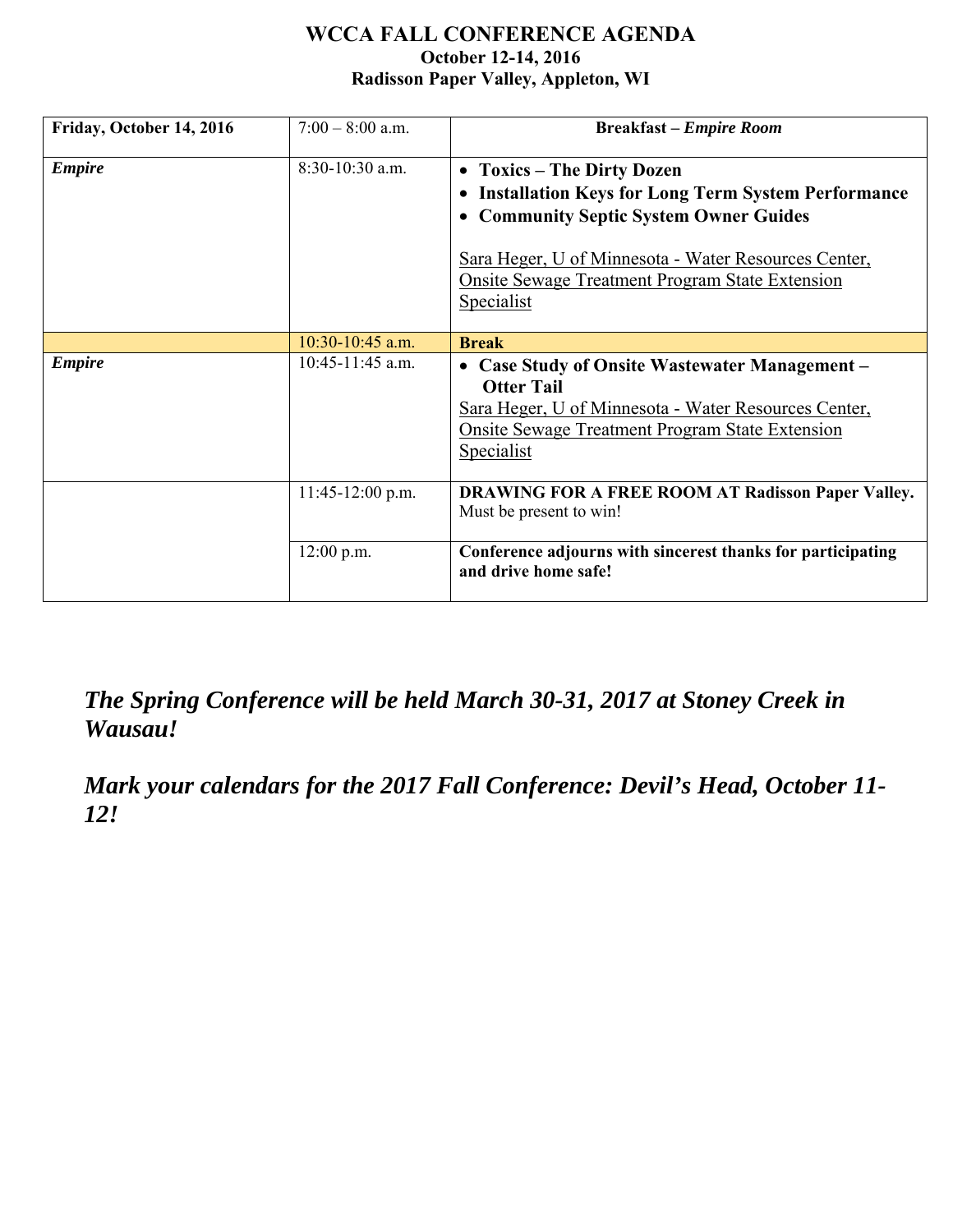# WCCA FALL CONFERENCE AGENDA

**October 12-14, 2016**

**Radisson Paper Valley, Appleton, WI**

| | | |
|---|---|---|
| **Friday, October 14, 2016** | 7:00 – 8:00 a.m. | **Breakfast – *Empire Room*** |
| ***Empire*** | 8:30-10:30 a.m. | • **Toxics – The Dirty Dozen**<br>• **Installation Keys for Long Term System Performance**<br>• **Community Septic System Owner Guides**<br><br>Sara Heger, U of Minnesota - Water Resources Center, Onsite Sewage Treatment Program State Extension Specialist |
| | 10:30-10:45 a.m. | **Break** |
| ***Empire*** | 10:45-11:45 a.m. | • **Case Study of Onsite Wastewater Management – Otter Tail**<br>Sara Heger, U of Minnesota - Water Resources Center, Onsite Sewage Treatment Program State Extension Specialist |
| | 11:45-12:00 p.m. | **DRAWING FOR A FREE ROOM AT Radisson Paper Valley.** Must be present to win! |
| | 12:00 p.m. | **Conference adjourns with sincerest thanks for participating and drive home safe!** |

***The Spring Conference will be held March 30-31, 2017 at Stoney Creek in Wausau!***

***Mark your calendars for the 2017 Fall Conference: Devil's Head, October 11-12!***